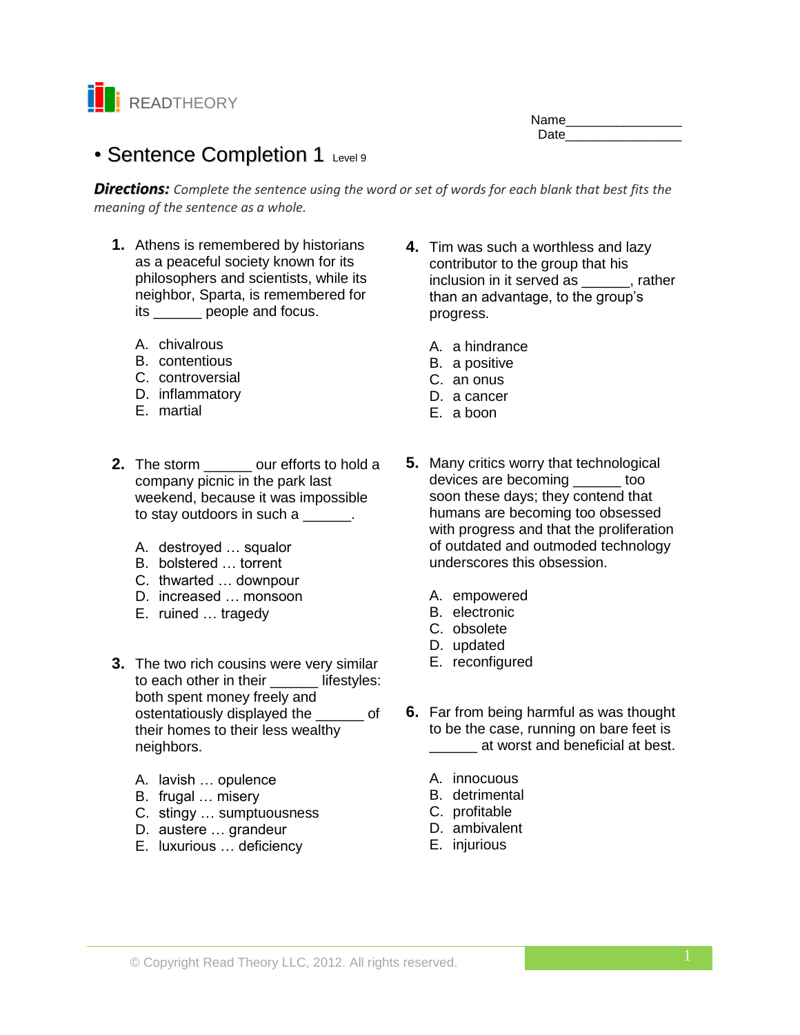READTHEORY

Name________________
Date________________

# • Sentence Completion 1 Level 9

***Directions:*** *Complete the sentence using the word or set of words for each blank that best fits the meaning of the sentence as a whole.*

**1.** Athens is remembered by historians as a peaceful society known for its philosophers and scientists, while its neighbor, Sparta, is remembered for its ______ people and focus.

A. chivalrous
B. contentious
C. controversial
D. inflammatory
E. martial

**2.** The storm ______ our efforts to hold a company picnic in the park last weekend, because it was impossible to stay outdoors in such a ______.

A. destroyed … squalor
B. bolstered … torrent
C. thwarted … downpour
D. increased … monsoon
E. ruined … tragedy

**3.** The two rich cousins were very similar to each other in their ______ lifestyles: both spent money freely and ostentatiously displayed the ______ of their homes to their less wealthy neighbors.

A. lavish … opulence
B. frugal … misery
C. stingy … sumptuousness
D. austere … grandeur
E. luxurious … deficiency

**4.** Tim was such a worthless and lazy contributor to the group that his inclusion in it served as ______, rather than an advantage, to the group's progress.

A. a hindrance
B. a positive
C. an onus
D. a cancer
E. a boon

**5.** Many critics worry that technological devices are becoming ______ too soon these days; they contend that humans are becoming too obsessed with progress and that the proliferation of outdated and outmoded technology underscores this obsession.

A. empowered
B. electronic
C. obsolete
D. updated
E. reconfigured

**6.** Far from being harmful as was thought to be the case, running on bare feet is ______ at worst and beneficial at best.

A. innocuous
B. detrimental
C. profitable
D. ambivalent
E. injurious

© Copyright Read Theory LLC, 2012. All rights reserved.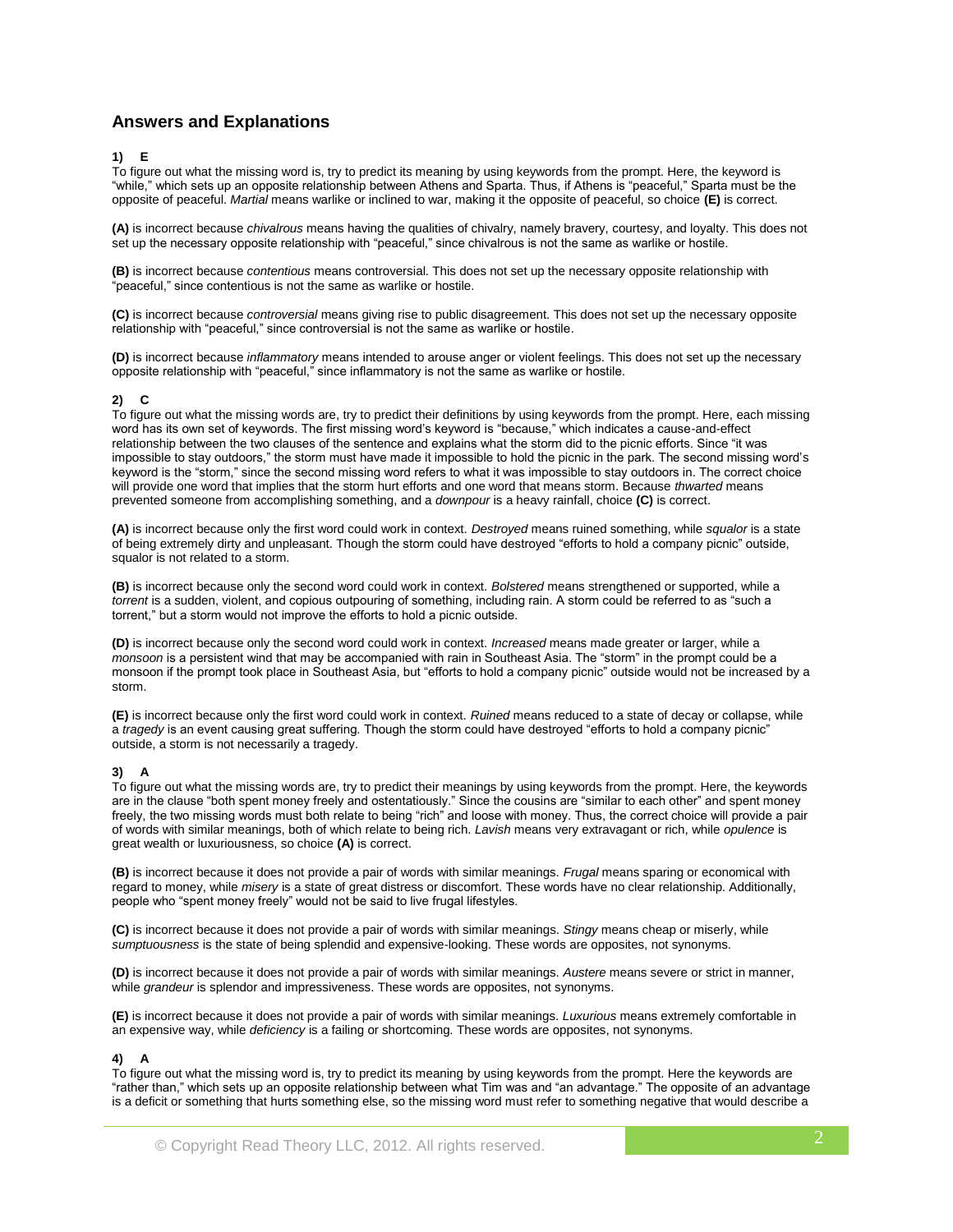## Answers and Explanations

**1) E**

To figure out what the missing word is, try to predict its meaning by using keywords from the prompt. Here, the keyword is "while," which sets up an opposite relationship between Athens and Sparta. Thus, if Athens is "peaceful," Sparta must be the opposite of peaceful. *Martial* means warlike or inclined to war, making it the opposite of peaceful, so choice **(E)** is correct.

**(A)** is incorrect because *chivalrous* means having the qualities of chivalry, namely bravery, courtesy, and loyalty. This does not set up the necessary opposite relationship with "peaceful," since chivalrous is not the same as warlike or hostile.

**(B)** is incorrect because *contentious* means controversial. This does not set up the necessary opposite relationship with "peaceful," since contentious is not the same as warlike or hostile.

**(C)** is incorrect because *controversial* means giving rise to public disagreement. This does not set up the necessary opposite relationship with "peaceful," since controversial is not the same as warlike or hostile.

**(D)** is incorrect because *inflammatory* means intended to arouse anger or violent feelings. This does not set up the necessary opposite relationship with "peaceful," since inflammatory is not the same as warlike or hostile.

**2) C**

To figure out what the missing words are, try to predict their definitions by using keywords from the prompt. Here, each missing word has its own set of keywords. The first missing word's keyword is "because," which indicates a cause-and-effect relationship between the two clauses of the sentence and explains what the storm did to the picnic efforts. Since "it was impossible to stay outdoors," the storm must have made it impossible to hold the picnic in the park. The second missing word's keyword is the "storm," since the second missing word refers to what it was impossible to stay outdoors in. The correct choice will provide one word that implies that the storm hurt efforts and one word that means storm. Because *thwarted* means prevented someone from accomplishing something, and a *downpour* is a heavy rainfall, choice **(C)** is correct.

**(A)** is incorrect because only the first word could work in context. *Destroyed* means ruined something, while *squalor* is a state of being extremely dirty and unpleasant. Though the storm could have destroyed "efforts to hold a company picnic" outside, squalor is not related to a storm.

**(B)** is incorrect because only the second word could work in context. *Bolstered* means strengthened or supported, while a *torrent* is a sudden, violent, and copious outpouring of something, including rain. A storm could be referred to as "such a torrent," but a storm would not improve the efforts to hold a picnic outside.

**(D)** is incorrect because only the second word could work in context. *Increased* means made greater or larger, while a *monsoon* is a persistent wind that may be accompanied with rain in Southeast Asia. The "storm" in the prompt could be a monsoon if the prompt took place in Southeast Asia, but "efforts to hold a company picnic" outside would not be increased by a storm.

**(E)** is incorrect because only the first word could work in context. *Ruined* means reduced to a state of decay or collapse, while a *tragedy* is an event causing great suffering. Though the storm could have destroyed "efforts to hold a company picnic" outside, a storm is not necessarily a tragedy.

**3) A**

To figure out what the missing words are, try to predict their meanings by using keywords from the prompt. Here, the keywords are in the clause "both spent money freely and ostentatiously." Since the cousins are "similar to each other" and spent money freely, the two missing words must both relate to being "rich" and loose with money. Thus, the correct choice will provide a pair of words with similar meanings, both of which relate to being rich. *Lavish* means very extravagant or rich, while *opulence* is great wealth or luxuriousness, so choice **(A)** is correct.

**(B)** is incorrect because it does not provide a pair of words with similar meanings. *Frugal* means sparing or economical with regard to money, while *misery* is a state of great distress or discomfort. These words have no clear relationship. Additionally, people who "spent money freely" would not be said to live frugal lifestyles.

**(C)** is incorrect because it does not provide a pair of words with similar meanings. *Stingy* means cheap or miserly, while *sumptuousness* is the state of being splendid and expensive-looking. These words are opposites, not synonyms.

**(D)** is incorrect because it does not provide a pair of words with similar meanings. *Austere* means severe or strict in manner, while *grandeur* is splendor and impressiveness. These words are opposites, not synonyms.

**(E)** is incorrect because it does not provide a pair of words with similar meanings. *Luxurious* means extremely comfortable in an expensive way, while *deficiency* is a failing or shortcoming. These words are opposites, not synonyms.

**4) A**

To figure out what the missing word is, try to predict its meaning by using keywords from the prompt. Here the keywords are "rather than," which sets up an opposite relationship between what Tim was and "an advantage." The opposite of an advantage is a deficit or something that hurts something else, so the missing word must refer to something negative that would describe a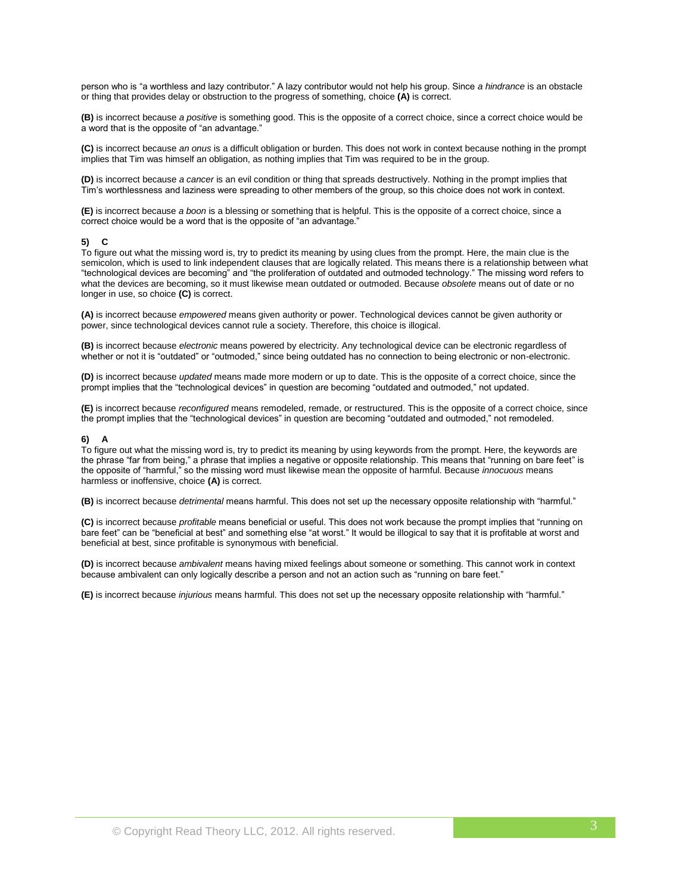person who is "a worthless and lazy contributor." A lazy contributor would not help his group. Since *a hindrance* is an obstacle or thing that provides delay or obstruction to the progress of something, choice **(A)** is correct.

**(B)** is incorrect because *a positive* is something good. This is the opposite of a correct choice, since a correct choice would be a word that is the opposite of "an advantage."

**(C)** is incorrect because *an onus* is a difficult obligation or burden. This does not work in context because nothing in the prompt implies that Tim was himself an obligation, as nothing implies that Tim was required to be in the group.

**(D)** is incorrect because *a cancer* is an evil condition or thing that spreads destructively. Nothing in the prompt implies that Tim's worthlessness and laziness were spreading to other members of the group, so this choice does not work in context.

**(E)** is incorrect because *a boon* is a blessing or something that is helpful. This is the opposite of a correct choice, since a correct choice would be a word that is the opposite of "an advantage."

**5) C**

To figure out what the missing word is, try to predict its meaning by using clues from the prompt. Here, the main clue is the semicolon, which is used to link independent clauses that are logically related. This means there is a relationship between what "technological devices are becoming" and "the proliferation of outdated and outmoded technology." The missing word refers to what the devices are becoming, so it must likewise mean outdated or outmoded. Because *obsolete* means out of date or no longer in use, so choice **(C)** is correct.

**(A)** is incorrect because *empowered* means given authority or power. Technological devices cannot be given authority or power, since technological devices cannot rule a society. Therefore, this choice is illogical.

**(B)** is incorrect because *electronic* means powered by electricity. Any technological device can be electronic regardless of whether or not it is "outdated" or "outmoded," since being outdated has no connection to being electronic or non-electronic.

**(D)** is incorrect because *updated* means made more modern or up to date. This is the opposite of a correct choice, since the prompt implies that the "technological devices" in question are becoming "outdated and outmoded," not updated.

**(E)** is incorrect because *reconfigured* means remodeled, remade, or restructured. This is the opposite of a correct choice, since the prompt implies that the "technological devices" in question are becoming "outdated and outmoded," not remodeled.

**6) A**

To figure out what the missing word is, try to predict its meaning by using keywords from the prompt. Here, the keywords are the phrase "far from being," a phrase that implies a negative or opposite relationship. This means that "running on bare feet" is the opposite of "harmful," so the missing word must likewise mean the opposite of harmful. Because *innocuous* means harmless or inoffensive, choice **(A)** is correct.

**(B)** is incorrect because *detrimental* means harmful. This does not set up the necessary opposite relationship with "harmful."

**(C)** is incorrect because *profitable* means beneficial or useful. This does not work because the prompt implies that "running on bare feet" can be "beneficial at best" and something else "at worst." It would be illogical to say that it is profitable at worst and beneficial at best, since profitable is synonymous with beneficial.

**(D)** is incorrect because *ambivalent* means having mixed feelings about someone or something. This cannot work in context because ambivalent can only logically describe a person and not an action such as "running on bare feet."

**(E)** is incorrect because *injurious* means harmful. This does not set up the necessary opposite relationship with "harmful."

© Copyright Read Theory LLC, 2012. All rights reserved.